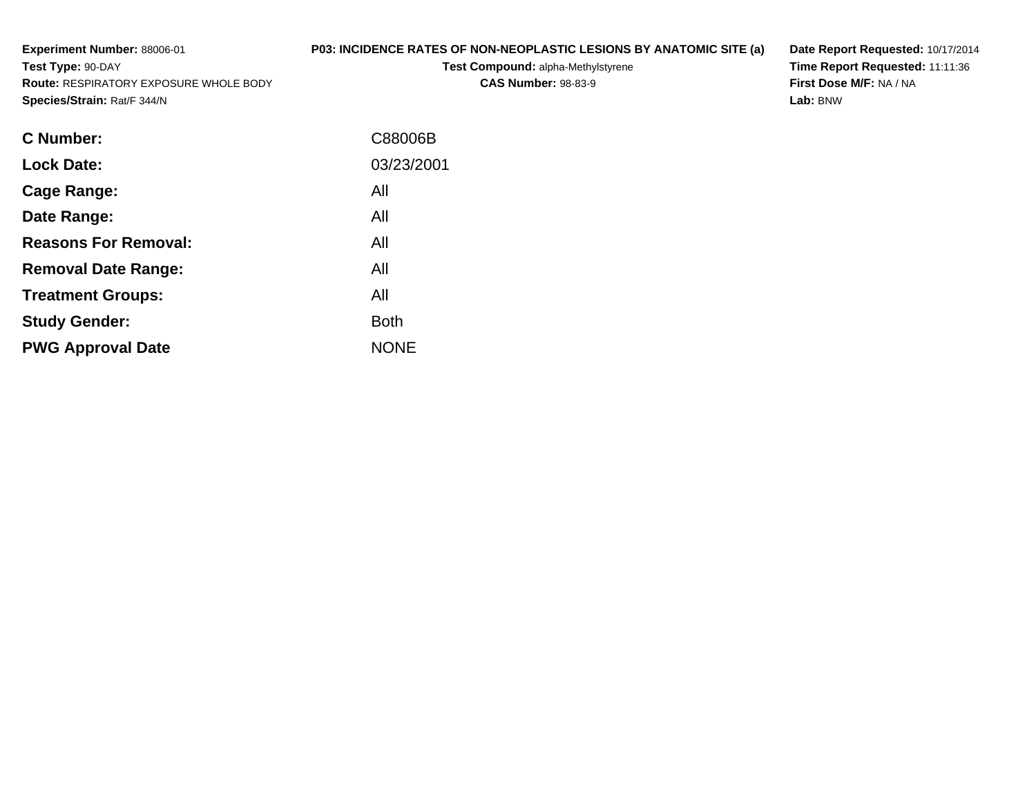**Experiment Number:** 88006-01
**Test Type:** 90-DAY
**Route:** RESPIRATORY EXPOSURE WHOLE BODY
**Species/Strain:** Rat/F 344/N

**P03: INCIDENCE RATES OF NON-NEOPLASTIC LESIONS BY ANATOMIC SITE (a)**
**Test Compound:** alpha-Methylstyrene
**CAS Number:** 98-83-9

**Date Report Requested:** 10/17/2014
**Time Report Requested:** 11:11:36
**First Dose M/F:** NA / NA
**Lab:** BNW

| | |
|---|---|
| **C Number:** | C88006B |
| **Lock Date:** | 03/23/2001 |
| **Cage Range:** | All |
| **Date Range:** | All |
| **Reasons For Removal:** | All |
| **Removal Date Range:** | All |
| **Treatment Groups:** | All |
| **Study Gender:** | Both |
| **PWG Approval Date** | NONE |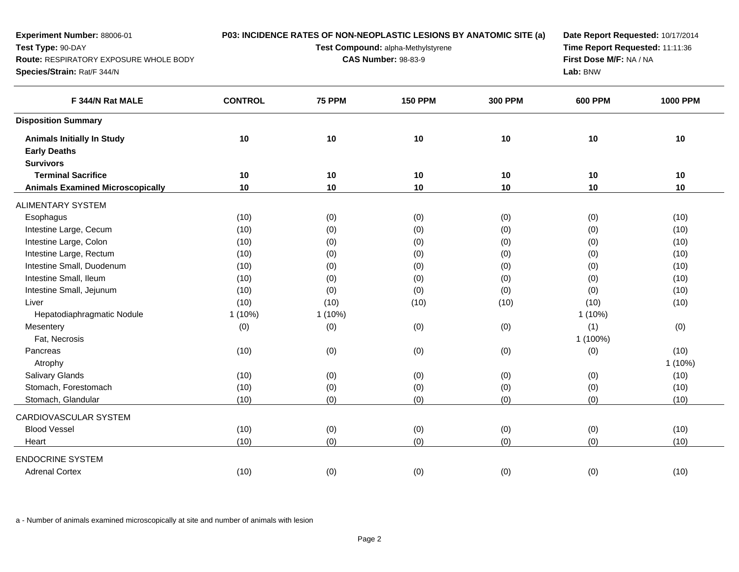**Experiment Number:** 88006-01
**Test Type:** 90-DAY
**Route:** RESPIRATORY EXPOSURE WHOLE BODY
**Species/Strain:** Rat/F 344/N

**P03: INCIDENCE RATES OF NON-NEOPLASTIC LESIONS BY ANATOMIC SITE (a)**
**Test Compound:** alpha-Methylstyrene
**CAS Number:** 98-83-9

**Date Report Requested:** 10/17/2014
**Time Report Requested:** 11:11:36
**First Dose M/F:** NA / NA
**Lab:** BNW

| F 344/N Rat MALE | CONTROL | 75 PPM | 150 PPM | 300 PPM | 600 PPM | 1000 PPM |
|---|---|---|---|---|---|---|
| **Disposition Summary** | | | | | | |
| **Animals Initially In Study** | 10 | 10 | 10 | 10 | 10 | 10 |
| **Early Deaths** | | | | | | |
| **Survivors** | | | | | | |
| **Terminal Sacrifice** | 10 | 10 | 10 | 10 | 10 | 10 |
| **Animals Examined Microscopically** | 10 | 10 | 10 | 10 | 10 | 10 |
| ALIMENTARY SYSTEM | | | | | | |
| Esophagus | (10) | (0) | (0) | (0) | (0) | (10) |
| Intestine Large, Cecum | (10) | (0) | (0) | (0) | (0) | (10) |
| Intestine Large, Colon | (10) | (0) | (0) | (0) | (0) | (10) |
| Intestine Large, Rectum | (10) | (0) | (0) | (0) | (0) | (10) |
| Intestine Small, Duodenum | (10) | (0) | (0) | (0) | (0) | (10) |
| Intestine Small, Ileum | (10) | (0) | (0) | (0) | (0) | (10) |
| Intestine Small, Jejunum | (10) | (0) | (0) | (0) | (0) | (10) |
| Liver | (10) | (10) | (10) | (10) | (10) | (10) |
| Hepatodiaphragmatic Nodule | 1 (10%) | 1 (10%) | | | 1 (10%) | |
| Mesentery | (0) | (0) | (0) | (0) | (1) | (0) |
| Fat, Necrosis | | | | | 1 (100%) | |
| Pancreas | (10) | (0) | (0) | (0) | (0) | (10) |
| Atrophy | | | | | | 1 (10%) |
| Salivary Glands | (10) | (0) | (0) | (0) | (0) | (10) |
| Stomach, Forestomach | (10) | (0) | (0) | (0) | (0) | (10) |
| Stomach, Glandular | (10) | (0) | (0) | (0) | (0) | (10) |
| CARDIOVASCULAR SYSTEM | | | | | | |
| Blood Vessel | (10) | (0) | (0) | (0) | (0) | (10) |
| Heart | (10) | (0) | (0) | (0) | (0) | (10) |
| ENDOCRINE SYSTEM | | | | | | |
| Adrenal Cortex | (10) | (0) | (0) | (0) | (0) | (10) |

a - Number of animals examined microscopically at site and number of animals with lesion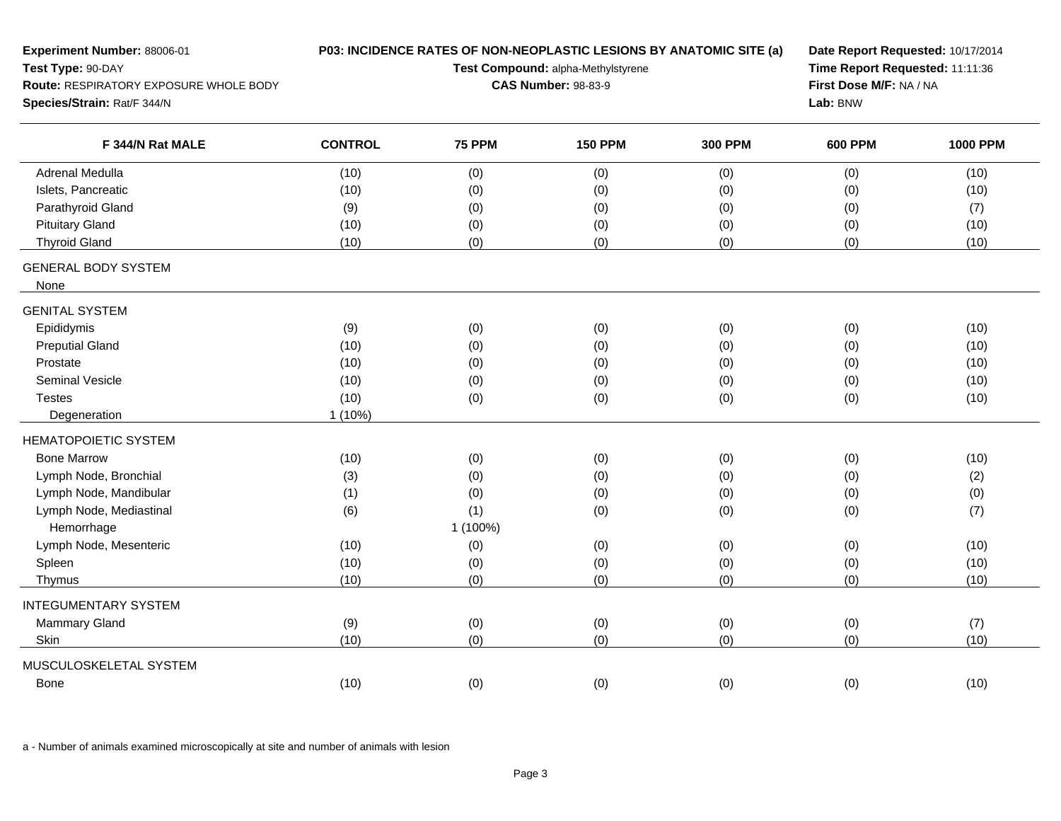**Experiment Number:** 88006-01
**Test Type:** 90-DAY
**Route:** RESPIRATORY EXPOSURE WHOLE BODY
**Species/Strain:** Rat/F 344/N

**P03: INCIDENCE RATES OF NON-NEOPLASTIC LESIONS BY ANATOMIC SITE (a)**
**Test Compound:** alpha-Methylstyrene
**CAS Number:** 98-83-9

**Date Report Requested:** 10/17/2014
**Time Report Requested:** 11:11:36
**First Dose M/F:** NA / NA
**Lab:** BNW

| F 344/N Rat MALE | CONTROL | 75 PPM | 150 PPM | 300 PPM | 600 PPM | 1000 PPM |
|---|---|---|---|---|---|---|
| Adrenal Medulla | (10) | (0) | (0) | (0) | (0) | (10) |
| Islets, Pancreatic | (10) | (0) | (0) | (0) | (0) | (10) |
| Parathyroid Gland | (9) | (0) | (0) | (0) | (0) | (7) |
| Pituitary Gland | (10) | (0) | (0) | (0) | (0) | (10) |
| Thyroid Gland | (10) | (0) | (0) | (0) | (0) | (10) |
| GENERAL BODY SYSTEM | | | | | | |
| None | | | | | | |
| GENITAL SYSTEM | | | | | | |
| Epididymis | (9) | (0) | (0) | (0) | (0) | (10) |
| Preputial Gland | (10) | (0) | (0) | (0) | (0) | (10) |
| Prostate | (10) | (0) | (0) | (0) | (0) | (10) |
| Seminal Vesicle | (10) | (0) | (0) | (0) | (0) | (10) |
| Testes | (10) | (0) | (0) | (0) | (0) | (10) |
| Degeneration | 1 (10%) | | | | | |
| HEMATOPOIETIC SYSTEM | | | | | | |
| Bone Marrow | (10) | (0) | (0) | (0) | (0) | (10) |
| Lymph Node, Bronchial | (3) | (0) | (0) | (0) | (0) | (2) |
| Lymph Node, Mandibular | (1) | (0) | (0) | (0) | (0) | (0) |
| Lymph Node, Mediastinal | (6) | (1) | (0) | (0) | (0) | (7) |
| Hemorrhage | | 1 (100%) | | | | |
| Lymph Node, Mesenteric | (10) | (0) | (0) | (0) | (0) | (10) |
| Spleen | (10) | (0) | (0) | (0) | (0) | (10) |
| Thymus | (10) | (0) | (0) | (0) | (0) | (10) |
| INTEGUMENTARY SYSTEM | | | | | | |
| Mammary Gland | (9) | (0) | (0) | (0) | (0) | (7) |
| Skin | (10) | (0) | (0) | (0) | (0) | (10) |
| MUSCULOSKELETAL SYSTEM | | | | | | |
| Bone | (10) | (0) | (0) | (0) | (0) | (10) |

a - Number of animals examined microscopically at site and number of animals with lesion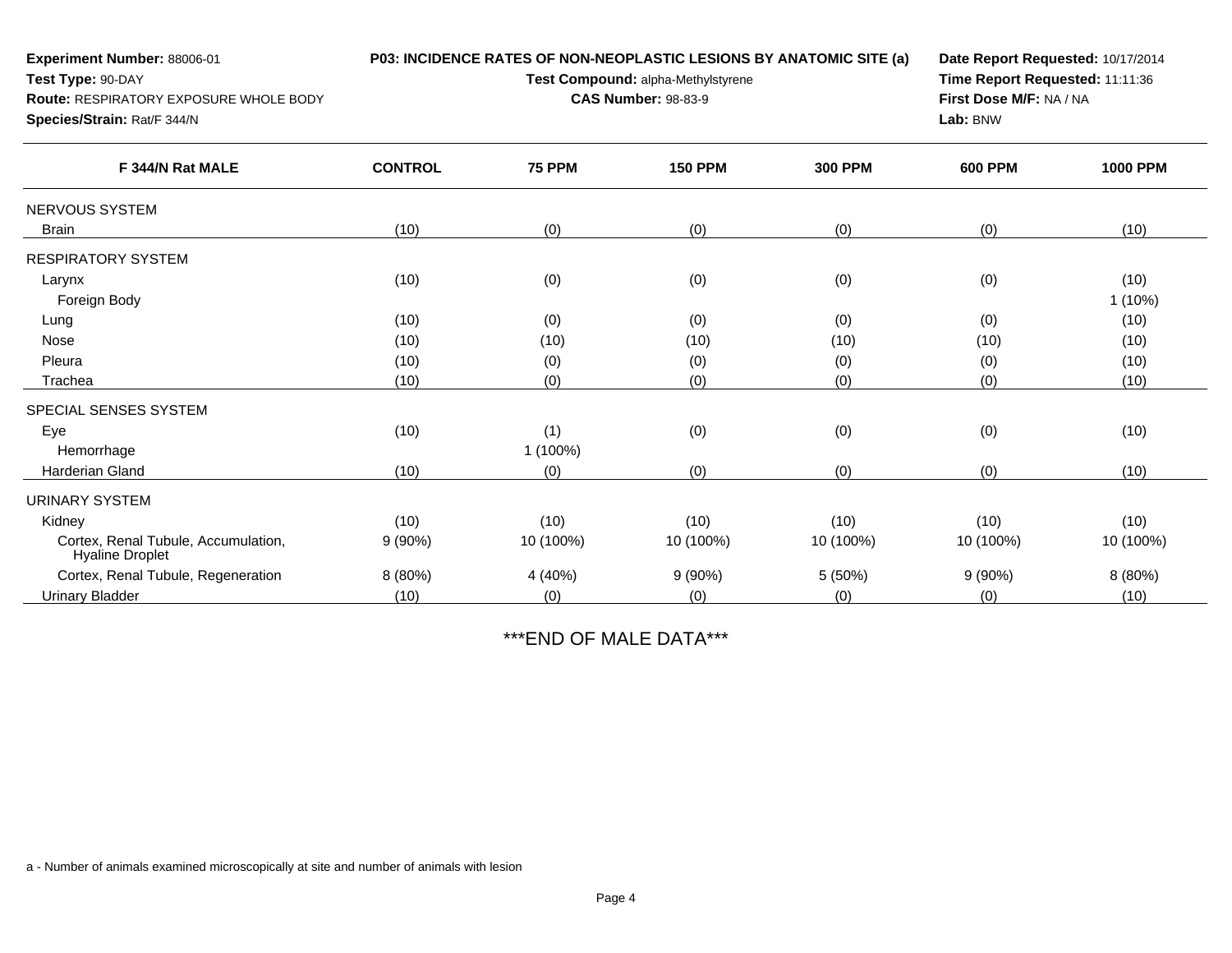**Experiment Number:** 88006-01
**Test Type:** 90-DAY
**Route:** RESPIRATORY EXPOSURE WHOLE BODY
**Species/Strain:** Rat/F 344/N

**P03: INCIDENCE RATES OF NON-NEOPLASTIC LESIONS BY ANATOMIC SITE (a)**
**Test Compound:** alpha-Methylstyrene
**CAS Number:** 98-83-9

**Date Report Requested:** 10/17/2014
**Time Report Requested:** 11:11:36
**First Dose M/F:** NA / NA
**Lab:** BNW

| F 344/N Rat MALE | CONTROL | 75 PPM | 150 PPM | 300 PPM | 600 PPM | 1000 PPM |
|---|---|---|---|---|---|---|
| NERVOUS SYSTEM | | | | | | |
| Brain | (10) | (0) | (0) | (0) | (0) | (10) |
| RESPIRATORY SYSTEM | | | | | | |
| Larynx | (10) | (0) | (0) | (0) | (0) | (10) |
| Foreign Body | | | | | | 1 (10%) |
| Lung | (10) | (0) | (0) | (0) | (0) | (10) |
| Nose | (10) | (10) | (10) | (10) | (10) | (10) |
| Pleura | (10) | (0) | (0) | (0) | (0) | (10) |
| Trachea | (10) | (0) | (0) | (0) | (0) | (10) |
| SPECIAL SENSES SYSTEM | | | | | | |
| Eye | (10) | (1) | (0) | (0) | (0) | (10) |
| Hemorrhage | | 1 (100%) | | | | |
| Harderian Gland | (10) | (0) | (0) | (0) | (0) | (10) |
| URINARY SYSTEM | | | | | | |
| Kidney | (10) | (10) | (10) | (10) | (10) | (10) |
| Cortex, Renal Tubule, Accumulation, Hyaline Droplet | 9 (90%) | 10 (100%) | 10 (100%) | 10 (100%) | 10 (100%) | 10 (100%) |
| Cortex, Renal Tubule, Regeneration | 8 (80%) | 4 (40%) | 9 (90%) | 5 (50%) | 9 (90%) | 8 (80%) |
| Urinary Bladder | (10) | (0) | (0) | (0) | (0) | (10) |

***END OF MALE DATA***

a - Number of animals examined microscopically at site and number of animals with lesion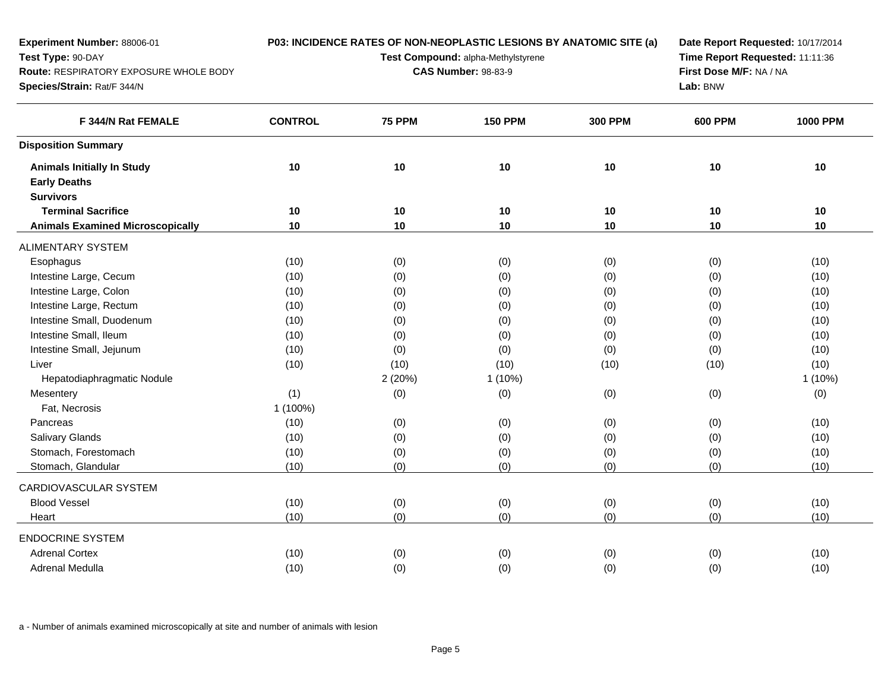**Experiment Number:** 88006-01
**Test Type:** 90-DAY
**Route:** RESPIRATORY EXPOSURE WHOLE BODY
**Species/Strain:** Rat/F 344/N

**P03: INCIDENCE RATES OF NON-NEOPLASTIC LESIONS BY ANATOMIC SITE (a)**
**Test Compound:** alpha-Methylstyrene
**CAS Number:** 98-83-9

**Date Report Requested:** 10/17/2014
**Time Report Requested:** 11:11:36
**First Dose M/F:** NA / NA
**Lab:** BNW

| F 344/N Rat FEMALE | CONTROL | 75 PPM | 150 PPM | 300 PPM | 600 PPM | 1000 PPM |
|---|---|---|---|---|---|---|
| **Disposition Summary** | | | | | | |
| **Animals Initially In Study** | **10** | **10** | **10** | **10** | **10** | **10** |
| **Early Deaths** | | | | | | |
| **Survivors** | | | | | | |
| **Terminal Sacrifice** | **10** | **10** | **10** | **10** | **10** | **10** |
| **Animals Examined Microscopically** | **10** | **10** | **10** | **10** | **10** | **10** |
| ALIMENTARY SYSTEM | | | | | | |
| Esophagus | (10) | (0) | (0) | (0) | (0) | (10) |
| Intestine Large, Cecum | (10) | (0) | (0) | (0) | (0) | (10) |
| Intestine Large, Colon | (10) | (0) | (0) | (0) | (0) | (10) |
| Intestine Large, Rectum | (10) | (0) | (0) | (0) | (0) | (10) |
| Intestine Small, Duodenum | (10) | (0) | (0) | (0) | (0) | (10) |
| Intestine Small, Ileum | (10) | (0) | (0) | (0) | (0) | (10) |
| Intestine Small, Jejunum | (10) | (0) | (0) | (0) | (0) | (10) |
| Liver | (10) | (10) | (10) | (10) | (10) | (10) |
| Hepatodiaphragmatic Nodule | | 2 (20%) | 1 (10%) | | | 1 (10%) |
| Mesentery | (1) | (0) | (0) | (0) | (0) | (0) |
| Fat, Necrosis | 1 (100%) | | | | | |
| Pancreas | (10) | (0) | (0) | (0) | (0) | (10) |
| Salivary Glands | (10) | (0) | (0) | (0) | (0) | (10) |
| Stomach, Forestomach | (10) | (0) | (0) | (0) | (0) | (10) |
| Stomach, Glandular | (10) | (0) | (0) | (0) | (0) | (10) |
| CARDIOVASCULAR SYSTEM | | | | | | |
| Blood Vessel | (10) | (0) | (0) | (0) | (0) | (10) |
| Heart | (10) | (0) | (0) | (0) | (0) | (10) |
| ENDOCRINE SYSTEM | | | | | | |
| Adrenal Cortex | (10) | (0) | (0) | (0) | (0) | (10) |
| Adrenal Medulla | (10) | (0) | (0) | (0) | (0) | (10) |

a - Number of animals examined microscopically at site and number of animals with lesion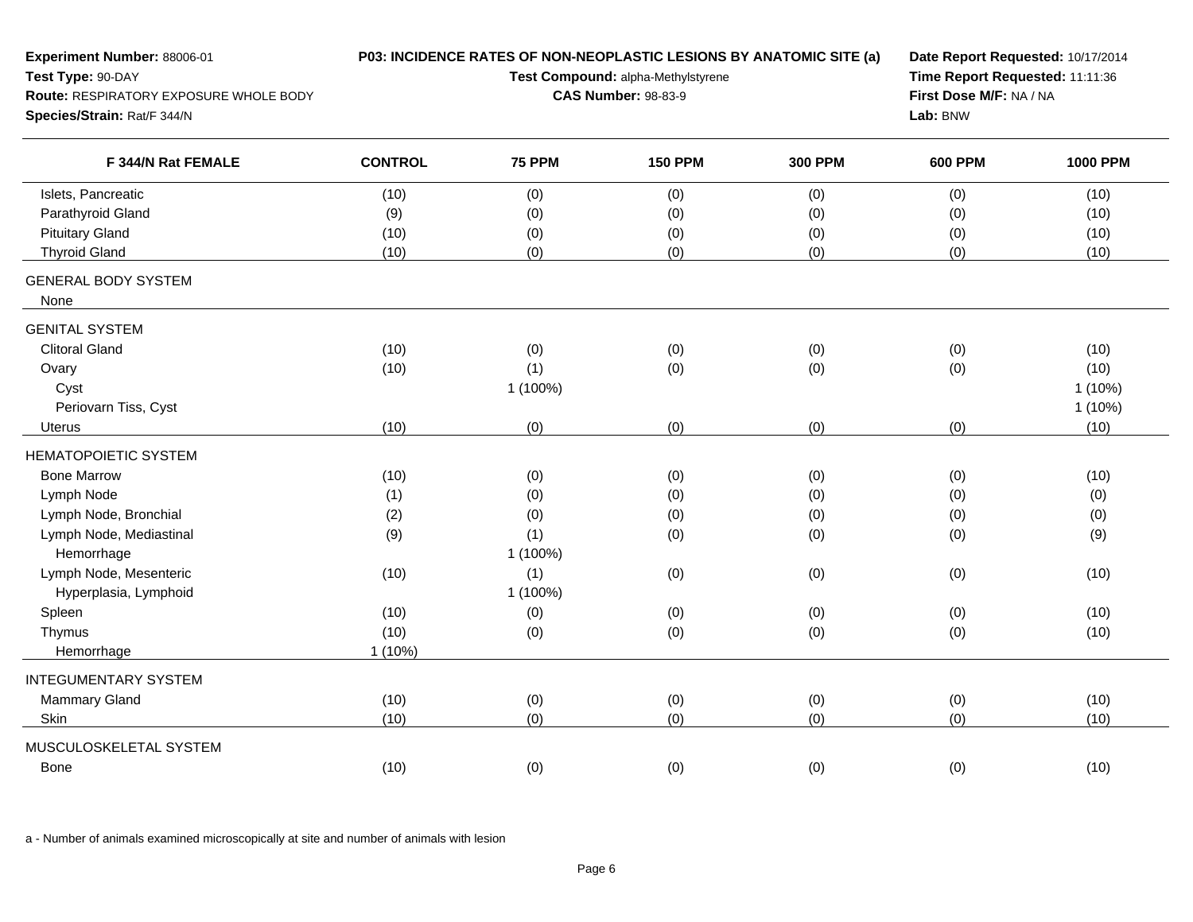**Experiment Number:** 88006-01
**Test Type:** 90-DAY
**Route:** RESPIRATORY EXPOSURE WHOLE BODY
**Species/Strain:** Rat/F 344/N

**P03: INCIDENCE RATES OF NON-NEOPLASTIC LESIONS BY ANATOMIC SITE (a)**
**Test Compound:** alpha-Methylstyrene
**CAS Number:** 98-83-9

**Date Report Requested:** 10/17/2014
**Time Report Requested:** 11:11:36
**First Dose M/F:** NA / NA
**Lab:** BNW

| F 344/N Rat FEMALE | CONTROL | 75 PPM | 150 PPM | 300 PPM | 600 PPM | 1000 PPM |
|---|---|---|---|---|---|---|
| Islets, Pancreatic | (10) | (0) | (0) | (0) | (0) | (10) |
| Parathyroid Gland | (9) | (0) | (0) | (0) | (0) | (10) |
| Pituitary Gland | (10) | (0) | (0) | (0) | (0) | (10) |
| Thyroid Gland | (10) | (0) | (0) | (0) | (0) | (10) |
| GENERAL BODY SYSTEM | | | | | | |
| None | | | | | | |
| GENITAL SYSTEM | | | | | | |
| Clitoral Gland | (10) | (0) | (0) | (0) | (0) | (10) |
| Ovary | (10) | (1) | (0) | (0) | (0) | (10) |
| Cyst | | 1 (100%) | | | | 1 (10%) |
| Periovarn Tiss, Cyst | | | | | | 1 (10%) |
| Uterus | (10) | (0) | (0) | (0) | (0) | (10) |
| HEMATOPOIETIC SYSTEM | | | | | | |
| Bone Marrow | (10) | (0) | (0) | (0) | (0) | (10) |
| Lymph Node | (1) | (0) | (0) | (0) | (0) | (0) |
| Lymph Node, Bronchial | (2) | (0) | (0) | (0) | (0) | (0) |
| Lymph Node, Mediastinal | (9) | (1) | (0) | (0) | (0) | (9) |
| Hemorrhage | | 1 (100%) | | | | |
| Lymph Node, Mesenteric | (10) | (1) | (0) | (0) | (0) | (10) |
| Hyperplasia, Lymphoid | | 1 (100%) | | | | |
| Spleen | (10) | (0) | (0) | (0) | (0) | (10) |
| Thymus | (10) | (0) | (0) | (0) | (0) | (10) |
| Hemorrhage | 1 (10%) | | | | | |
| INTEGUMENTARY SYSTEM | | | | | | |
| Mammary Gland | (10) | (0) | (0) | (0) | (0) | (10) |
| Skin | (10) | (0) | (0) | (0) | (0) | (10) |
| MUSCULOSKELETAL SYSTEM | | | | | | |
| Bone | (10) | (0) | (0) | (0) | (0) | (10) |

a - Number of animals examined microscopically at site and number of animals with lesion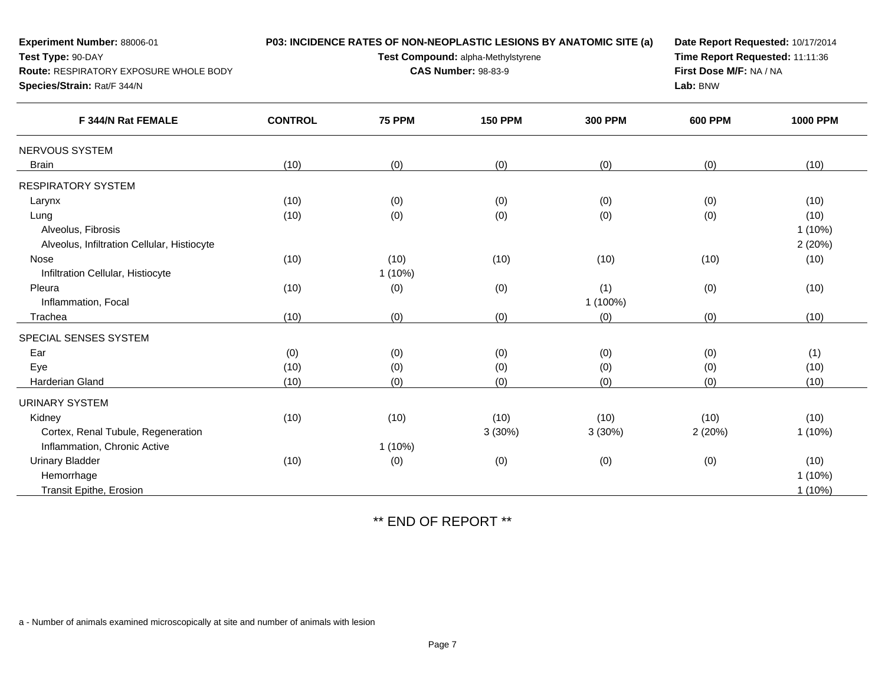**Experiment Number:** 88006-01
**Test Type:** 90-DAY
**Route:** RESPIRATORY EXPOSURE WHOLE BODY
**Species/Strain:** Rat/F 344/N

**P03: INCIDENCE RATES OF NON-NEOPLASTIC LESIONS BY ANATOMIC SITE (a)**
**Test Compound:** alpha-Methylstyrene
**CAS Number:** 98-83-9

**Date Report Requested:** 10/17/2014
**Time Report Requested:** 11:11:36
**First Dose M/F:** NA / NA
**Lab:** BNW

| F 344/N Rat FEMALE | CONTROL | 75 PPM | 150 PPM | 300 PPM | 600 PPM | 1000 PPM |
|---|---|---|---|---|---|---|
| NERVOUS SYSTEM | | | | | | |
| Brain | (10) | (0) | (0) | (0) | (0) | (10) |
| RESPIRATORY SYSTEM | | | | | | |
| Larynx | (10) | (0) | (0) | (0) | (0) | (10) |
| Lung | (10) | (0) | (0) | (0) | (0) | (10) |
| Alveolus, Fibrosis | | | | | | 1 (10%) |
| Alveolus, Infiltration Cellular, Histiocyte | | | | | | 2 (20%) |
| Nose | (10) | (10) | (10) | (10) | (10) | (10) |
| Infiltration Cellular, Histiocyte | | 1 (10%) | | | | |
| Pleura | (10) | (0) | (0) | (1) | (0) | (10) |
| Inflammation, Focal | | | | 1 (100%) | | |
| Trachea | (10) | (0) | (0) | (0) | (0) | (10) |
| SPECIAL SENSES SYSTEM | | | | | | |
| Ear | (0) | (0) | (0) | (0) | (0) | (1) |
| Eye | (10) | (0) | (0) | (0) | (0) | (10) |
| Harderian Gland | (10) | (0) | (0) | (0) | (0) | (10) |
| URINARY SYSTEM | | | | | | |
| Kidney | (10) | (10) | (10) | (10) | (10) | (10) |
| Cortex, Renal Tubule, Regeneration | | | 3 (30%) | 3 (30%) | 2 (20%) | 1 (10%) |
| Inflammation, Chronic Active | | 1 (10%) | | | | |
| Urinary Bladder | (10) | (0) | (0) | (0) | (0) | (10) |
| Hemorrhage | | | | | | 1 (10%) |
| Transit Epithe, Erosion | | | | | | 1 (10%) |

** END OF REPORT **

a - Number of animals examined microscopically at site and number of animals with lesion